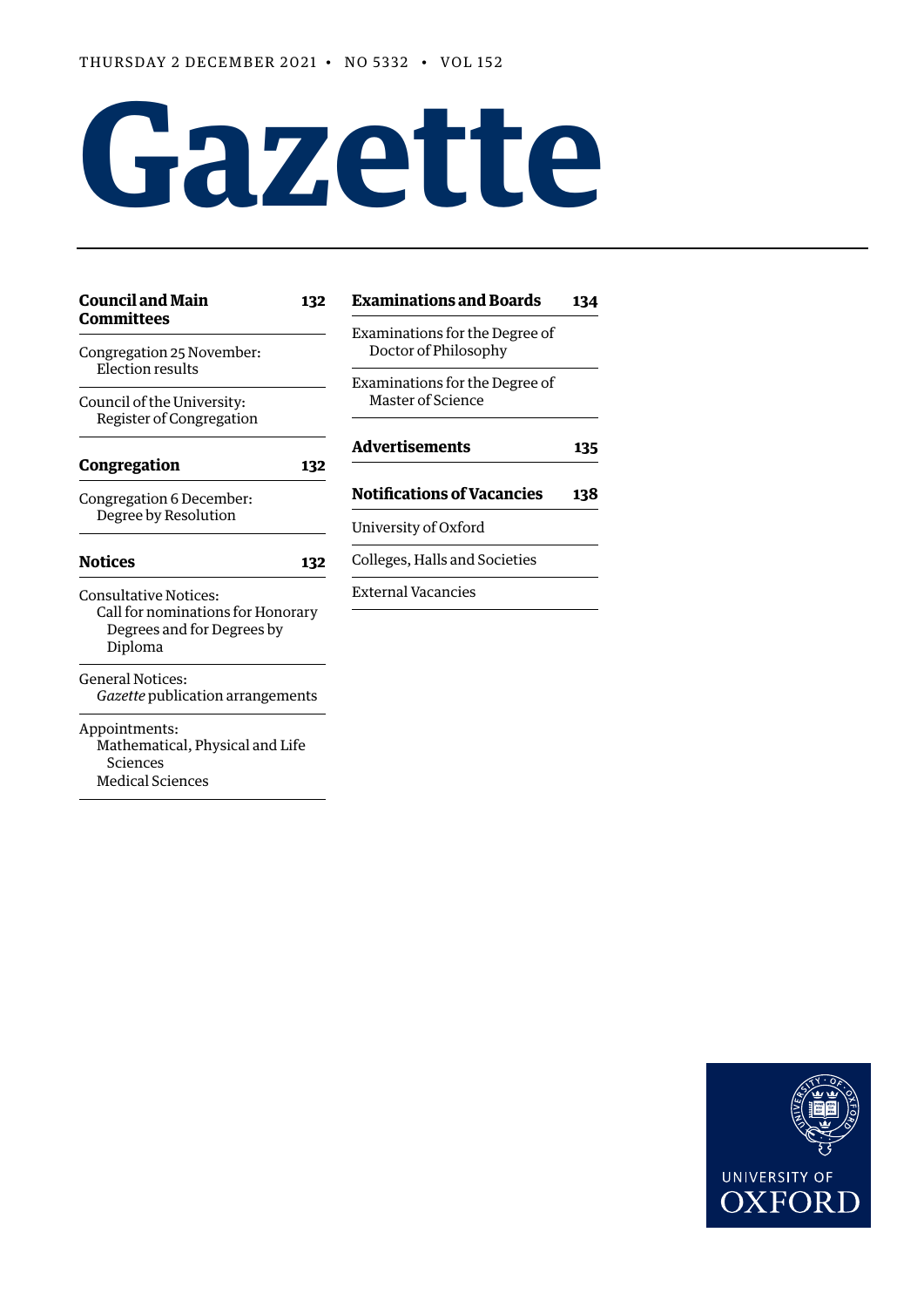THURSDAY 2 DECEMBER 2021 • NO 5332 • VOL 152

# Gazette

**Council and Main Committees** **132**

Congregation 25 November: Election results

Council of the University: Register of Congregation

**Congregation** **132**

Congregation 6 December: Degree by Resolution

**Notices** **132**

Consultative Notices: Call for nominations for Honorary Degrees and for Degrees by Diploma

General Notices: *Gazette* publication arrangements

Appointments: Mathematical, Physical and Life Sciences; Medical Sciences

**Examinations and Boards** **134**

Examinations for the Degree of Doctor of Philosophy

Examinations for the Degree of Master of Science

**Advertisements** **135**

**Notifications of Vacancies** **138**

University of Oxford

Colleges, Halls and Societies

External Vacancies

UNIVERSITY OF OXFORD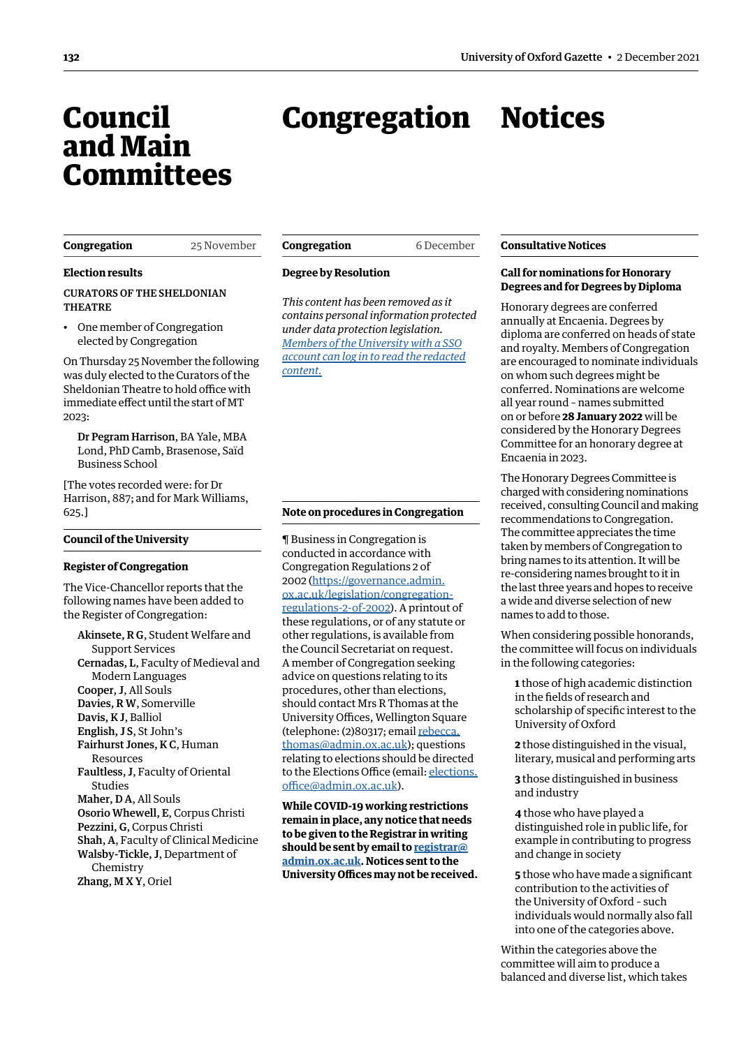# Council and Main Committees

## Congregation 25 November

### Election results

CURATORS OF THE SHELDONIAN THEATRE

- One member of Congregation elected by Congregation

On Thursday 25 November the following was duly elected to the Curators of the Sheldonian Theatre to hold office with immediate effect until the start of MT 2023:

**Dr Pegram Harrison**, BA Yale, MBA Lond, PhD Camb, Brasenose, Saïd Business School

[The votes recorded were: for Dr Harrison, 887; and for Mark Williams, 625.]

## Council of the University

### Register of Congregation

The Vice-Chancellor reports that the following names have been added to the Register of Congregation:

**Akinsete, R G**, Student Welfare and Support Services
**Cernadas, L**, Faculty of Medieval and Modern Languages
**Cooper, J**, All Souls
**Davies, R W**, Somerville
**Davis, K J**, Balliol
**English, J S**, St John's
**Fairhurst Jones, K C**, Human Resources
**Faultless, J**, Faculty of Oriental Studies
**Maher, D A**, All Souls
**Osorio Whewell, E**, Corpus Christi
**Pezzini, G**, Corpus Christi
**Shah, A**, Faculty of Clinical Medicine
**Walsby-Tickle, J**, Department of Chemistry
**Zhang, M X Y**, Oriel

# Congregation

## Congregation 6 December

### Degree by Resolution

*This content has been removed as it contains personal information protected under data protection legislation. [Members of the University with a SSO account can log in to read the redacted content.]*

### Note on procedures in Congregation

¶ Business in Congregation is conducted in accordance with Congregation Regulations 2 of 2002 (https://governance.admin.ox.ac.uk/legislation/congregation-regulations-2-of-2002). A printout of these regulations, or of any statute or other regulations, is available from the Council Secretariat on request. A member of Congregation seeking advice on questions relating to its procedures, other than elections, should contact Mrs R Thomas at the University Offices, Wellington Square (telephone: (2)80317; email rebecca.thomas@admin.ox.ac.uk); questions relating to elections should be directed to the Elections Office (email: elections.office@admin.ox.ac.uk).

**While COVID-19 working restrictions remain in place, any notice that needs to be given to the Registrar in writing should be sent by email to registrar@admin.ox.ac.uk. Notices sent to the University Offices may not be received.**

# Notices

## Consultative Notices

### Call for nominations for Honorary Degrees and for Degrees by Diploma

Honorary degrees are conferred annually at Encaenia. Degrees by diploma are conferred on heads of state and royalty. Members of Congregation are encouraged to nominate individuals on whom such degrees might be conferred. Nominations are welcome all year round - names submitted on or before **28 January 2022** will be considered by the Honorary Degrees Committee for an honorary degree at Encaenia in 2023.

The Honorary Degrees Committee is charged with considering nominations received, consulting Council and making recommendations to Congregation. The committee appreciates the time taken by members of Congregation to bring names to its attention. It will be re-considering names brought to it in the last three years and hopes to receive a wide and diverse selection of new names to add to those.

When considering possible honorands, the committee will focus on individuals in the following categories:

**1** those of high academic distinction in the fields of research and scholarship of specific interest to the University of Oxford

**2** those distinguished in the visual, literary, musical and performing arts

**3** those distinguished in business and industry

**4** those who have played a distinguished role in public life, for example in contributing to progress and change in society

**5** those who have made a significant contribution to the activities of the University of Oxford - such individuals would normally also fall into one of the categories above.

Within the categories above the committee will aim to produce a balanced and diverse list, which takes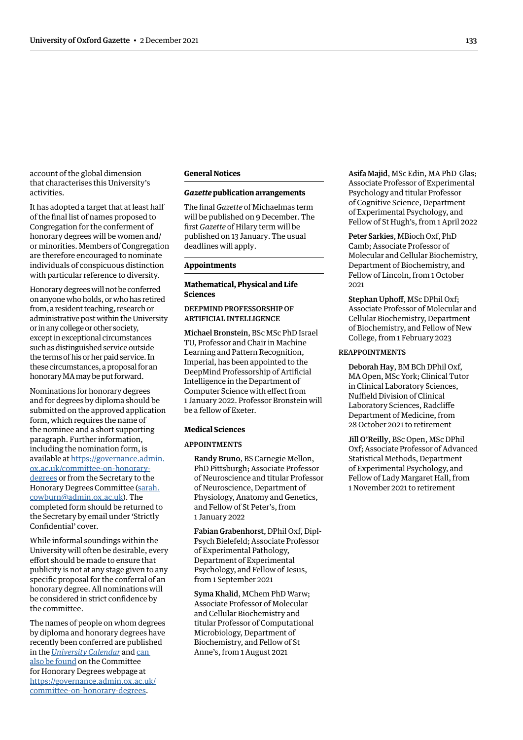account of the global dimension that characterises this University's activities.

It has adopted a target that at least half of the final list of names proposed to Congregation for the conferment of honorary degrees will be women and/or minorities. Members of Congregation are therefore encouraged to nominate individuals of conspicuous distinction with particular reference to diversity.

Honorary degrees will not be conferred on anyone who holds, or who has retired from, a resident teaching, research or administrative post within the University or in any college or other society, except in exceptional circumstances such as distinguished service outside the terms of his or her paid service. In these circumstances, a proposal for an honorary MA may be put forward.

Nominations for honorary degrees and for degrees by diploma should be submitted on the approved application form, which requires the name of the nominee and a short supporting paragraph. Further information, including the nomination form, is available at [https://governance.admin.ox.ac.uk/committee-on-honorary-degrees](https://governance.admin.ox.ac.uk/committee-on-honorary-degrees) or from the Secretary to the Honorary Degrees Committee ([sarah.cowburn@admin.ox.ac.uk](mailto:sarah.cowburn@admin.ox.ac.uk)). The completed form should be returned to the Secretary by email under 'Strictly Confidential' cover.

While informal soundings within the University will often be desirable, every effort should be made to ensure that publicity is not at any stage given to any specific proposal for the conferral of an honorary degree. All nominations will be considered in strict confidence by the committee.

The names of people on whom degrees by diploma and honorary degrees have recently been conferred are published in the *University Calendar* and can also be found on the Committee for Honorary Degrees webpage at [https://governance.admin.ox.ac.uk/committee-on-honorary-degrees](https://governance.admin.ox.ac.uk/committee-on-honorary-degrees).

## General Notices

### *Gazette* publication arrangements

The final *Gazette* of Michaelmas term will be published on 9 December. The first *Gazette* of Hilary term will be published on 13 January. The usual deadlines will apply.

## Appointments

### Mathematical, Physical and Life Sciences

#### DEEPMIND PROFESSORSHIP OF ARTIFICIAL INTELLIGENCE

**Michael Bronstein**, BSc MSc PhD Israel TU, Professor and Chair in Machine Learning and Pattern Recognition, Imperial, has been appointed to the DeepMind Professorship of Artificial Intelligence in the Department of Computer Science with effect from 1 January 2022. Professor Bronstein will be a fellow of Exeter.

### Medical Sciences

#### APPOINTMENTS

**Randy Bruno**, BS Carnegie Mellon, PhD Pittsburgh; Associate Professor of Neuroscience and titular Professor of Neuroscience, Department of Physiology, Anatomy and Genetics, and Fellow of St Peter's, from 1 January 2022

**Fabian Grabenhorst**, DPhil Oxf, Dipl-Psych Bielefeld; Associate Professor of Experimental Pathology, Department of Experimental Psychology, and Fellow of Jesus, from 1 September 2021

**Syma Khalid**, MChem PhD Warw; Associate Professor of Molecular and Cellular Biochemistry and titular Professor of Computational Microbiology, Department of Biochemistry, and Fellow of St Anne's, from 1 August 2021

**Asifa Majid**, MSc Edin, MA PhD Glas; Associate Professor of Experimental Psychology and titular Professor of Cognitive Science, Department of Experimental Psychology, and Fellow of St Hugh's, from 1 April 2022

**Peter Sarkies**, MBioch Oxf, PhD Camb; Associate Professor of Molecular and Cellular Biochemistry, Department of Biochemistry, and Fellow of Lincoln, from 1 October 2021

**Stephan Uphoff**, MSc DPhil Oxf; Associate Professor of Molecular and Cellular Biochemistry, Department of Biochemistry, and Fellow of New College, from 1 February 2023

#### REAPPOINTMENTS

**Deborah Hay**, BM BCh DPhil Oxf, MA Open, MSc York; Clinical Tutor in Clinical Laboratory Sciences, Nuffield Division of Clinical Laboratory Sciences, Radcliffe Department of Medicine, from 28 October 2021 to retirement

**Jill O'Reilly**, BSc Open, MSc DPhil Oxf; Associate Professor of Advanced Statistical Methods, Department of Experimental Psychology, and Fellow of Lady Margaret Hall, from 1 November 2021 to retirement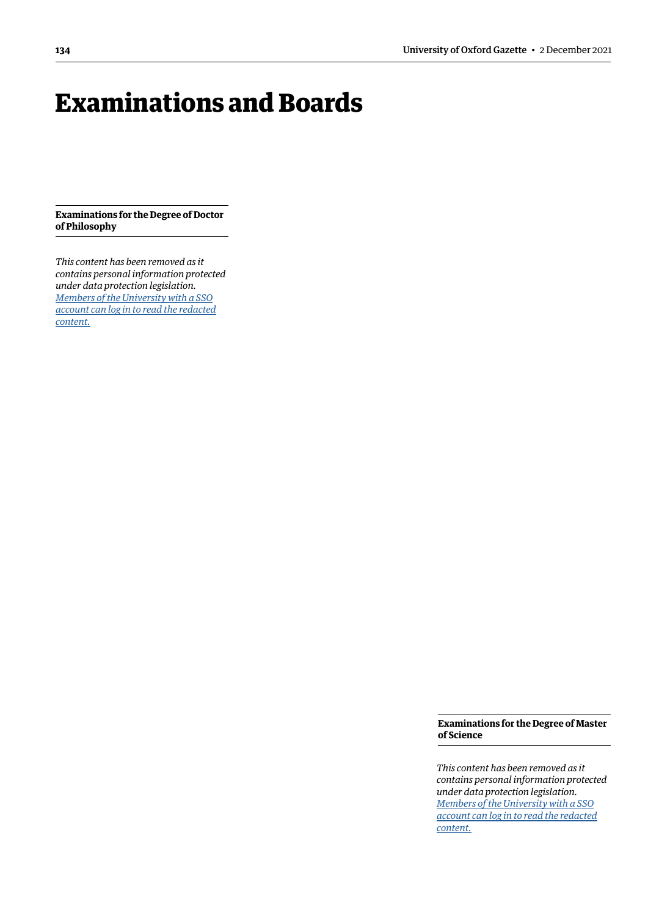# Examinations and Boards

## Examinations for the Degree of Doctor of Philosophy

*This content has been removed as it contains personal information protected under data protection legislation.* *Members of the University with a SSO account can log in to read the redacted content.*

## Examinations for the Degree of Master of Science

*This content has been removed as it contains personal information protected under data protection legislation.* *Members of the University with a SSO account can log in to read the redacted content.*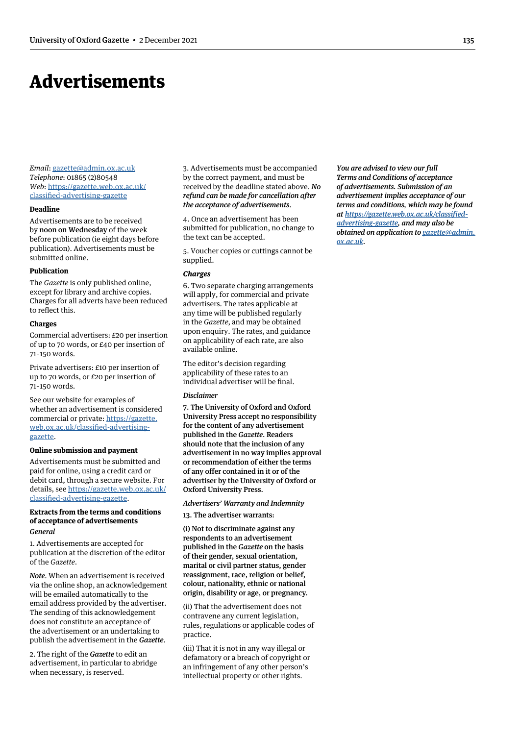# Advertisements

*Email*: gazette@admin.ox.ac.uk
*Telephone*: 01865 (2)80548
*Web*: https://gazette.web.ox.ac.uk/classified-advertising-gazette

#### Deadline

Advertisements are to be received by **noon on Wednesday** of the week before publication (ie eight days before publication). Advertisements must be submitted online.

#### Publication

The *Gazette* is only published online, except for library and archive copies. Charges for all adverts have been reduced to reflect this.

#### Charges

Commercial advertisers: £20 per insertion of up to 70 words, or £40 per insertion of 71–150 words.

Private advertisers: £10 per insertion of up to 70 words, or £20 per insertion of 71–150 words.

See our website for examples of whether an advertisement is considered commercial or private: https://gazette.web.ox.ac.uk/classified-advertising-gazette.

#### Online submission and payment

Advertisements must be submitted and paid for online, using a credit card or debit card, through a secure website. For details, see https://gazette.web.ox.ac.uk/classified-advertising-gazette.

#### Extracts from the terms and conditions of acceptance of advertisements

*General*

1. Advertisements are accepted for publication at the discretion of the editor of the *Gazette*.

*Note*. When an advertisement is received via the online shop, an acknowledgement will be emailed automatically to the email address provided by the advertiser. The sending of this acknowledgement does not constitute an acceptance of the advertisement or an undertaking to publish the advertisement in the ***Gazette***.

2. The right of the ***Gazette*** to edit an advertisement, in particular to abridge when necessary, is reserved.

3. Advertisements must be accompanied by the correct payment, and must be received by the deadline stated above. ***No refund can be made for cancellation after the acceptance of advertisements***.

4. Once an advertisement has been submitted for publication, no change to the text can be accepted.

5. Voucher copies or cuttings cannot be supplied.

***Charges***

6. Two separate charging arrangements will apply, for commercial and private advertisers. The rates applicable at any time will be published regularly in the *Gazette*, and may be obtained upon enquiry. The rates, and guidance on applicability of each rate, are also available online.

The editor's decision regarding applicability of these rates to an individual advertiser will be final.

*Disclaimer*

**7. The University of Oxford and Oxford University Press accept no responsibility for the content of any advertisement published in the *Gazette*. Readers should note that the inclusion of any advertisement in no way implies approval or recommendation of either the terms of any offer contained in it or of the advertiser by the University of Oxford or Oxford University Press.**

*Advertisers' Warranty and Indemnity*

13. The advertiser warrants:

**(i) Not to discriminate against any respondents to an advertisement published in the *Gazette* on the basis of their gender, sexual orientation, marital or civil partner status, gender reassignment, race, religion or belief, colour, nationality, ethnic or national origin, disability or age, or pregnancy.**

(ii) That the advertisement does not contravene any current legislation, rules, regulations or applicable codes of practice.

(iii) That it is not in any way illegal or defamatory or a breach of copyright or an infringement of any other person's intellectual property or other rights.

***You are advised to view our full Terms and Conditions of acceptance of advertisements. Submission of an advertisement implies acceptance of our terms and conditions, which may be found at https://gazette.web.ox.ac.uk/classified-advertising-gazette, and may also be obtained on application to gazette@admin.ox.ac.uk.***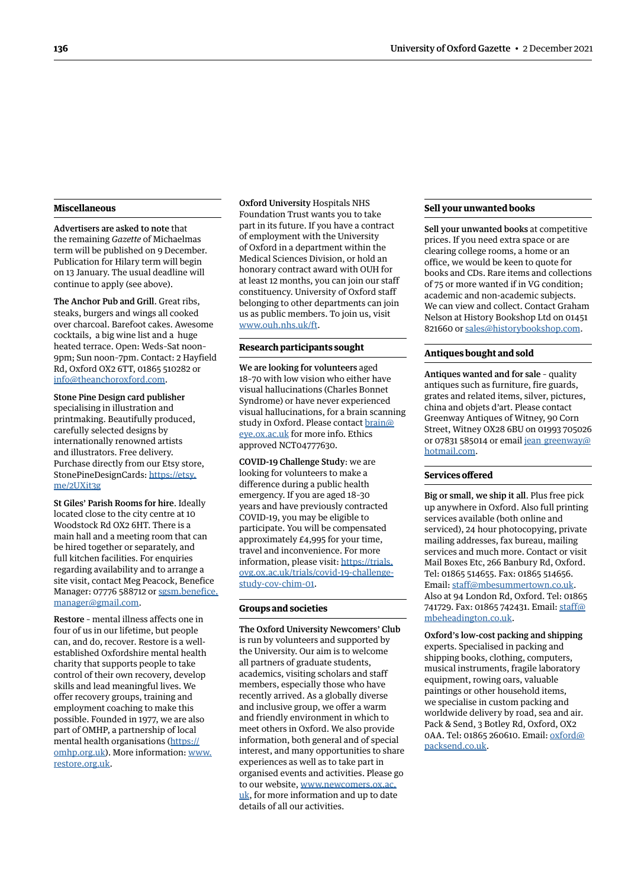## Miscellaneous

**Advertisers are asked to note** that the remaining *Gazette* of Michaelmas term will be published on 9 December. Publication for Hilary term will begin on 13 January. The usual deadline will continue to apply (see above).

**The Anchor Pub and Grill**. Great ribs, steaks, burgers and wings all cooked over charcoal. Barefoot cakes. Awesome cocktails, a big wine list and a huge heated terrace. Open: Weds-Sat noon-9pm; Sun noon-7pm. Contact: 2 Hayfield Rd, Oxford OX2 6TT, 01865 510282 or info@theanchoroxford.com.

**Stone Pine Design card publisher** specialising in illustration and printmaking. Beautifully produced, carefully selected designs by internationally renowned artists and illustrators. Free delivery. Purchase directly from our Etsy store, StonePineDesignCards: https://etsy.me/2UXit3g

**St Giles' Parish Rooms for hire.** Ideally located close to the city centre at 10 Woodstock Rd OX2 6HT. There is a main hall and a meeting room that can be hired together or separately, and full kitchen facilities. For enquiries regarding availability and to arrange a site visit, contact Meg Peacock, Benefice Manager: 07776 588712 or sgsm.benefice.manager@gmail.com.

**Restore** – mental illness affects one in four of us in our lifetime, but people can, and do, recover. Restore is a well-established Oxfordshire mental health charity that supports people to take control of their own recovery, develop skills and lead meaningful lives. We offer recovery groups, training and employment coaching to make this possible. Founded in 1977, we are also part of OMHP, a partnership of local mental health organisations (https://omhp.org.uk). More information: www.restore.org.uk.

**Oxford University** Hospitals NHS Foundation Trust wants you to take part in its future. If you have a contract of employment with the University of Oxford in a department within the Medical Sciences Division, or hold an honorary contract award with OUH for at least 12 months, you can join our staff constituency. University of Oxford staff belonging to other departments can join us as public members. To join us, visit www.ouh.nhs.uk/ft.

## Research participants sought

**We are looking for volunteers** aged 18–70 with low vision who either have visual hallucinations (Charles Bonnet Syndrome) or have never experienced visual hallucinations, for a brain scanning study in Oxford. Please contact brain@eye.ox.ac.uk for more info. Ethics approved NCT04777630.

**COVID-19 Challenge Study**: we are looking for volunteers to make a difference during a public health emergency. If you are aged 18–30 years and have previously contracted COVID-19, you may be eligible to participate. You will be compensated approximately £4,995 for your time, travel and inconvenience. For more information, please visit: https://trials.ovg.ox.ac.uk/trials/covid-19-challenge-study-cov-chim-01.

## Groups and societies

**The Oxford University Newcomers' Club** is run by volunteers and supported by the University. Our aim is to welcome all partners of graduate students, academics, visiting scholars and staff members, especially those who have recently arrived. As a globally diverse and inclusive group, we offer a warm and friendly environment in which to meet others in Oxford. We also provide information, both general and of special interest, and many opportunities to share experiences as well as to take part in organised events and activities. Please go to our website, www.newcomers.ox.ac.uk, for more information and up to date details of all our activities.

## Sell your unwanted books

**Sell your unwanted books** at competitive prices. If you need extra space or are clearing college rooms, a home or an office, we would be keen to quote for books and CDs. Rare items and collections of 75 or more wanted if in VG condition; academic and non-academic subjects. We can view and collect. Contact Graham Nelson at History Bookshop Ltd on 01451 821660 or sales@historybookshop.com.

## Antiques bought and sold

**Antiques wanted and for sale** – quality antiques such as furniture, fire guards, grates and related items, silver, pictures, china and objets d'art. Please contact Greenway Antiques of Witney, 90 Corn Street, Witney OX28 6BU on 01993 705026 or 07831 585014 or email jean_greenway@hotmail.com.

## Services offered

**Big or small, we ship it all.** Plus free pick up anywhere in Oxford. Also full printing services available (both online and serviced), 24 hour photocopying, private mailing addresses, fax bureau, mailing services and much more. Contact or visit Mail Boxes Etc, 266 Banbury Rd, Oxford. Tel: 01865 514655. Fax: 01865 514656. Email: staff@mbesummertown.co.uk. Also at 94 London Rd, Oxford. Tel: 01865 741729. Fax: 01865 742431. Email: staff@mbeheadington.co.uk.

**Oxford's low-cost packing and shipping** experts. Specialised in packing and shipping books, clothing, computers, musical instruments, fragile laboratory equipment, rowing oars, valuable paintings or other household items, we specialise in custom packing and worldwide delivery by road, sea and air. Pack & Send, 3 Botley Rd, Oxford, OX2 0AA. Tel: 01865 260610. Email: oxford@packsend.co.uk.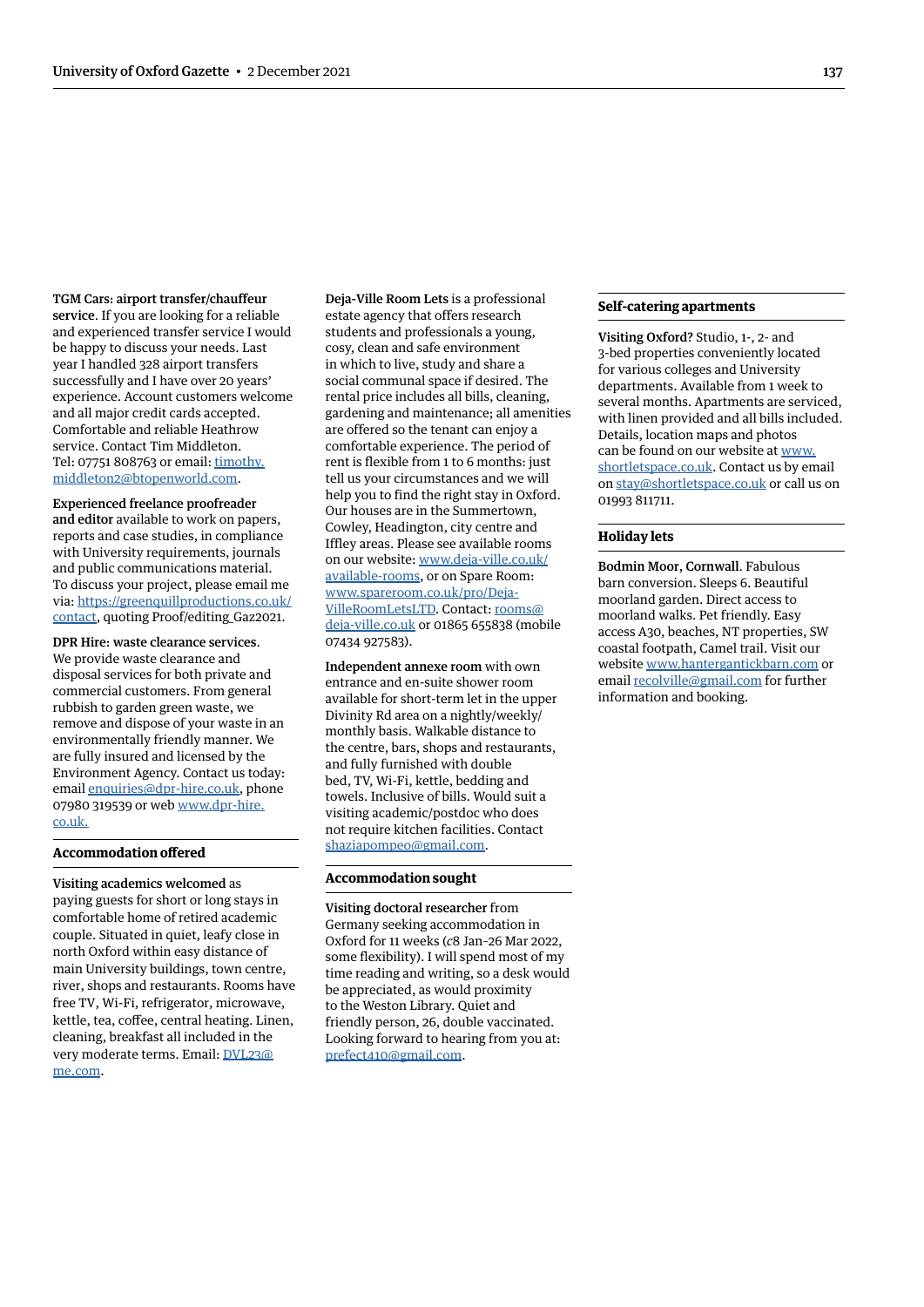**TGM Cars: airport transfer/chauffeur service**. If you are looking for a reliable and experienced transfer service I would be happy to discuss your needs. Last year I handled 328 airport transfers successfully and I have over 20 years' experience. Account customers welcome and all major credit cards accepted. Comfortable and reliable Heathrow service. Contact Tim Middleton. Tel: 07751 808763 or email: timothy.middleton2@btopenworld.com.

**Experienced freelance proofreader and editor** available to work on papers, reports and case studies, in compliance with University requirements, journals and public communications material. To discuss your project, please email me via: https://greenquillproductions.co.uk/contact, quoting Proof/editing_Gaz2021.

**DPR Hire: waste clearance services**. We provide waste clearance and disposal services for both private and commercial customers. From general rubbish to garden green waste, we remove and dispose of your waste in an environmentally friendly manner. We are fully insured and licensed by the Environment Agency. Contact us today: email enquiries@dpr-hire.co.uk, phone 07980 319539 or web www.dpr-hire.co.uk.

## Accommodation offered

**Visiting academics welcomed** as paying guests for short or long stays in comfortable home of retired academic couple. Situated in quiet, leafy close in north Oxford within easy distance of main University buildings, town centre, river, shops and restaurants. Rooms have free TV, Wi-Fi, refrigerator, microwave, kettle, tea, coffee, central heating. Linen, cleaning, breakfast all included in the very moderate terms. Email: DVL23@me.com.

**Deja-Ville Room Lets** is a professional estate agency that offers research students and professionals a young, cosy, clean and safe environment in which to live, study and share a social communal space if desired. The rental price includes all bills, cleaning, gardening and maintenance; all amenities are offered so the tenant can enjoy a comfortable experience. The period of rent is flexible from 1 to 6 months: just tell us your circumstances and we will help you to find the right stay in Oxford. Our houses are in the Summertown, Cowley, Headington, city centre and Iffley areas. Please see available rooms on our website: www.deja-ville.co.uk/available-rooms, or on Spare Room: www.spareroom.co.uk/pro/Deja-VilleRoomLetsLTD. Contact: rooms@deja-ville.co.uk or 01865 655838 (mobile 07434 927583).

**Independent annexe room** with own entrance and en-suite shower room available for short-term let in the upper Divinity Rd area on a nightly/weekly/monthly basis. Walkable distance to the centre, bars, shops and restaurants, and fully furnished with double bed, TV, Wi-Fi, kettle, bedding and towels. Inclusive of bills. Would suit a visiting academic/postdoc who does not require kitchen facilities. Contact shaziapompeo@gmail.com.

## Accommodation sought

**Visiting doctoral researcher** from Germany seeking accommodation in Oxford for 11 weeks (*c*8 Jan–26 Mar 2022, some flexibility). I will spend most of my time reading and writing, so a desk would be appreciated, as would proximity to the Weston Library. Quiet and friendly person, 26, double vaccinated. Looking forward to hearing from you at: prefect410@gmail.com.

## Self-catering apartments

**Visiting Oxford?** Studio, 1-, 2- and 3-bed properties conveniently located for various colleges and University departments. Available from 1 week to several months. Apartments are serviced, with linen provided and all bills included. Details, location maps and photos can be found on our website at www.shortletspace.co.uk. Contact us by email on stay@shortletspace.co.uk or call us on 01993 811711.

## Holiday lets

**Bodmin Moor, Cornwall**. Fabulous barn conversion. Sleeps 6. Beautiful moorland garden. Direct access to moorland walks. Pet friendly. Easy access A30, beaches, NT properties, SW coastal footpath, Camel trail. Visit our website www.hanterganticknbarn.com or email recolville@gmail.com for further information and booking.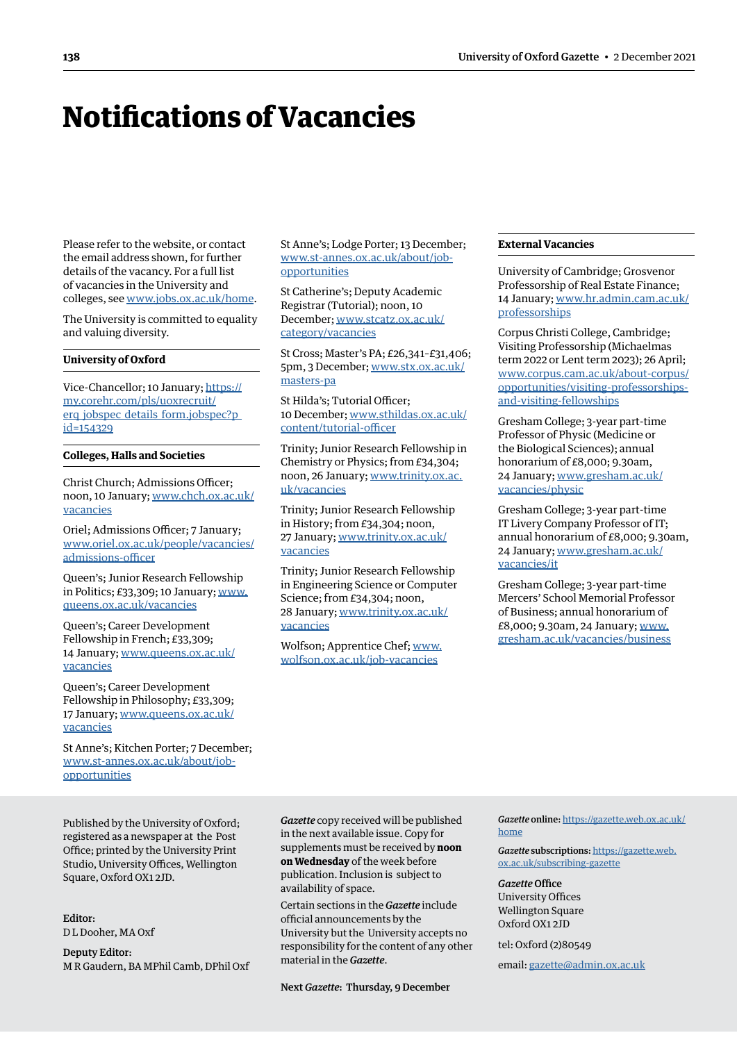# Notifications of Vacancies

Please refer to the website, or contact the email address shown, for further details of the vacancy. For a full list of vacancies in the University and colleges, see www.jobs.ox.ac.uk/home.

The University is committed to equality and valuing diversity.

### University of Oxford

Vice-Chancellor; 10 January; https://my.corehr.com/pls/uoxrecruit/erq_jobspec_details_form.jobspec?p_id=154329

### Colleges, Halls and Societies

Christ Church; Admissions Officer; noon, 10 January; www.chch.ox.ac.uk/vacancies

Oriel; Admissions Officer; 7 January; www.oriel.ox.ac.uk/people/vacancies/admissions-officer

Queen's; Junior Research Fellowship in Politics; £33,309; 10 January; www.queens.ox.ac.uk/vacancies

Queen's; Career Development Fellowship in French; £33,309; 14 January; www.queens.ox.ac.uk/vacancies

Queen's; Career Development Fellowship in Philosophy; £33,309; 17 January; www.queens.ox.ac.uk/vacancies

St Anne's; Kitchen Porter; 7 December; www.st-annes.ox.ac.uk/about/job-opportunities

St Anne's; Lodge Porter; 13 December; www.st-annes.ox.ac.uk/about/job-opportunities

St Catherine's; Deputy Academic Registrar (Tutorial); noon, 10 December; www.stcatz.ox.ac.uk/category/vacancies

St Cross; Master's PA; £26,341–£31,406; 5pm, 3 December; www.stx.ox.ac.uk/masters-pa

St Hilda's; Tutorial Officer; 10 December; www.sthildas.ox.ac.uk/content/tutorial-officer

Trinity; Junior Research Fellowship in Chemistry or Physics; from £34,304; noon, 26 January; www.trinity.ox.ac.uk/vacancies

Trinity; Junior Research Fellowship in History; from £34,304; noon, 27 January; www.trinity.ox.ac.uk/vacancies

Trinity; Junior Research Fellowship in Engineering Science or Computer Science; from £34,304; noon, 28 January; www.trinity.ox.ac.uk/vacancies

Wolfson; Apprentice Chef; www.wolfson.ox.ac.uk/job-vacancies

### External Vacancies

University of Cambridge; Grosvenor Professorship of Real Estate Finance; 14 January; www.hr.admin.cam.ac.uk/professorships

Corpus Christi College, Cambridge; Visiting Professorship (Michaelmas term 2022 or Lent term 2023); 26 April; www.corpus.cam.ac.uk/about-corpus/opportunities/visiting-professorships-and-visiting-fellowships

Gresham College; 3-year part-time Professor of Physic (Medicine or the Biological Sciences); annual honorarium of £8,000; 9.30am, 24 January; www.gresham.ac.uk/vacancies/physic

Gresham College; 3-year part-time IT Livery Company Professor of IT; annual honorarium of £8,000; 9.30am, 24 January; www.gresham.ac.uk/vacancies/it

Gresham College; 3-year part-time Mercers' School Memorial Professor of Business; annual honorarium of £8,000; 9.30am, 24 January; www.gresham.ac.uk/vacancies/business

---

Published by the University of Oxford; registered as a newspaper at the Post Office; printed by the University Print Studio, University Offices, Wellington Square, Oxford OX1 2JD.

**Editor:**
D L Dooher, MA Oxf

**Deputy Editor:**
M R Gaudern, BA MPhil Camb, DPhil Oxf

*Gazette* copy received will be published in the next available issue. Copy for supplements must be received by **noon on Wednesday** of the week before publication. Inclusion is subject to availability of space.

Certain sections in the ***Gazette*** include official announcements by the University but the University accepts no responsibility for the content of any other material in the ***Gazette***.

**Next *Gazette*: Thursday, 9 December**

***Gazette* online:** https://gazette.web.ox.ac.uk/home

***Gazette* subscriptions:** https://gazette.web.ox.ac.uk/subscribing-gazette

***Gazette* Office**
University Offices
Wellington Square
Oxford OX1 2JD

tel: Oxford (2)80549

email: gazette@admin.ox.ac.uk